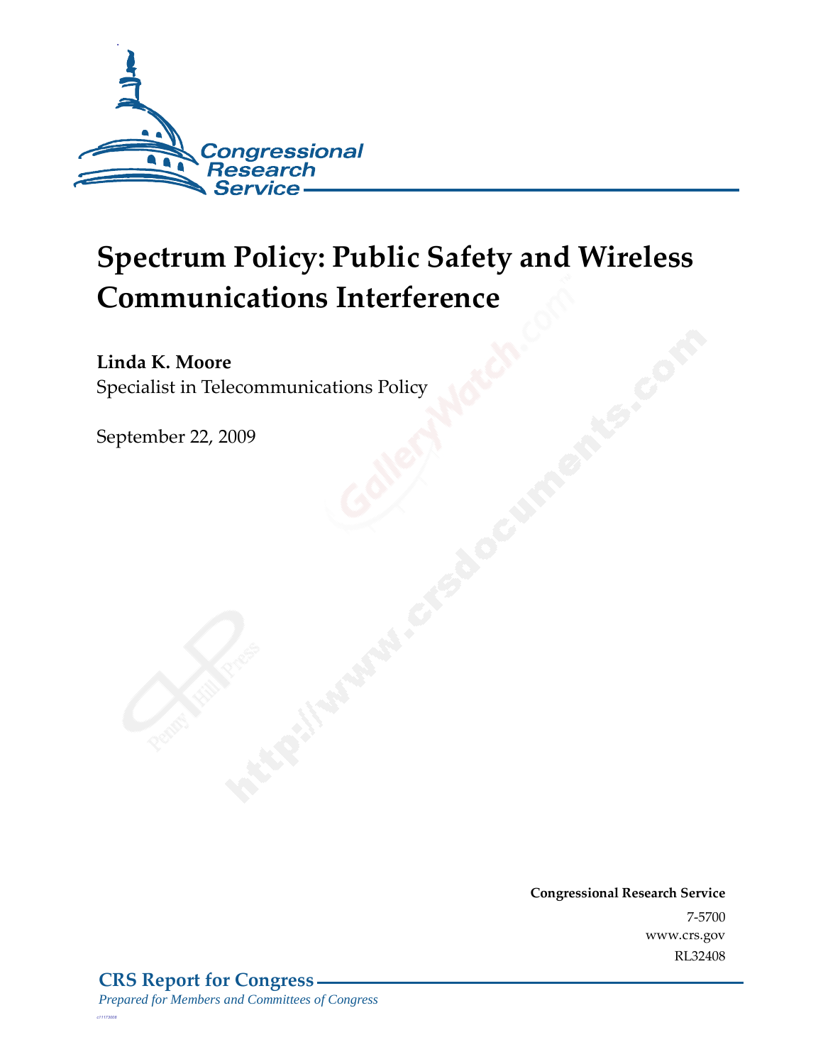Congressional Research Service

# Spectrum Policy: Public Safety and Wireless Communications Interference

**Linda K. Moore**
Specialist in Telecommunications Policy

September 22, 2009

**Congressional Research Service**
7-5700
www.crs.gov
RL32408

**CRS Report for Congress**
*Prepared for Members and Committees of Congress*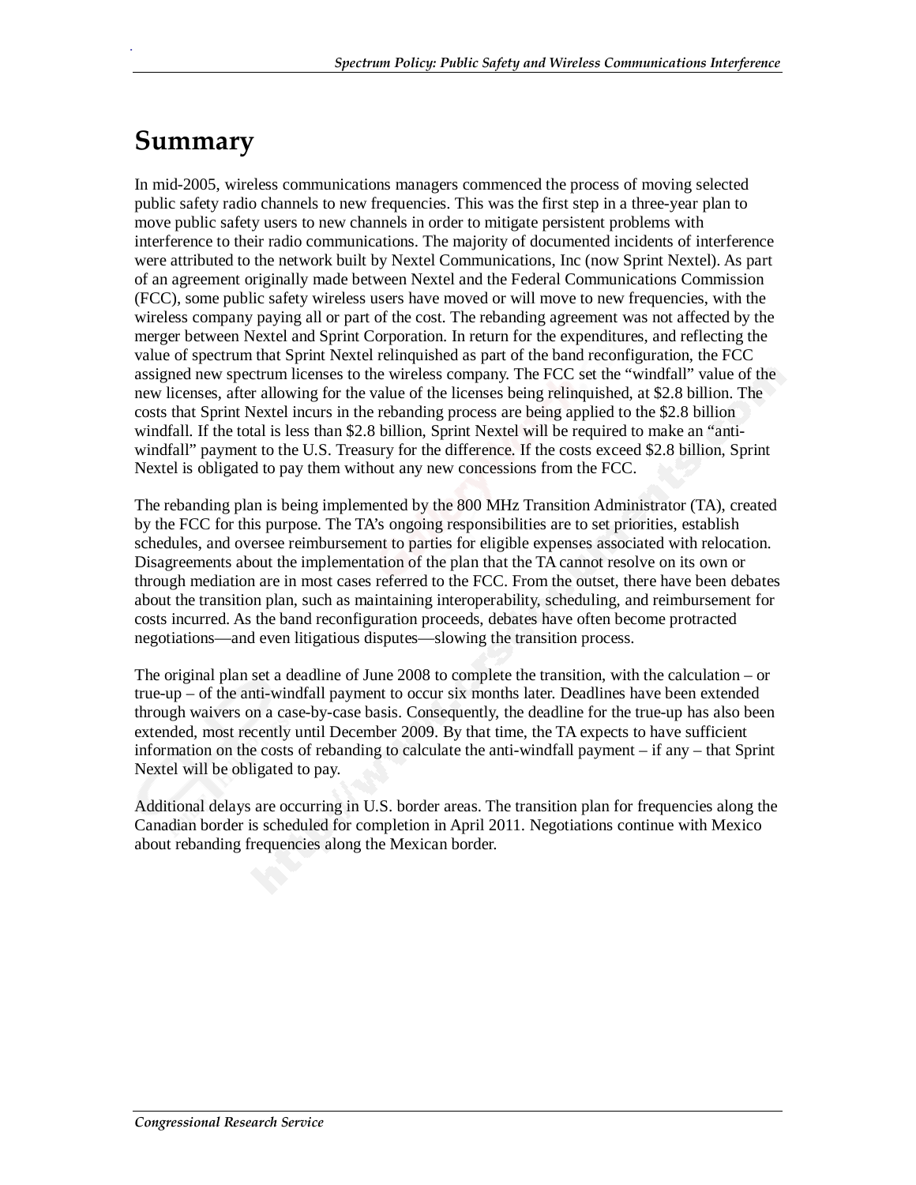# Summary

In mid-2005, wireless communications managers commenced the process of moving selected public safety radio channels to new frequencies. This was the first step in a three-year plan to move public safety users to new channels in order to mitigate persistent problems with interference to their radio communications. The majority of documented incidents of interference were attributed to the network built by Nextel Communications, Inc (now Sprint Nextel). As part of an agreement originally made between Nextel and the Federal Communications Commission (FCC), some public safety wireless users have moved or will move to new frequencies, with the wireless company paying all or part of the cost. The rebanding agreement was not affected by the merger between Nextel and Sprint Corporation. In return for the expenditures, and reflecting the value of spectrum that Sprint Nextel relinquished as part of the band reconfiguration, the FCC assigned new spectrum licenses to the wireless company. The FCC set the "windfall" value of the new licenses, after allowing for the value of the licenses being relinquished, at $2.8 billion. The costs that Sprint Nextel incurs in the rebanding process are being applied to the $2.8 billion windfall. If the total is less than $2.8 billion, Sprint Nextel will be required to make an "anti-windfall" payment to the U.S. Treasury for the difference. If the costs exceed $2.8 billion, Sprint Nextel is obligated to pay them without any new concessions from the FCC.

The rebanding plan is being implemented by the 800 MHz Transition Administrator (TA), created by the FCC for this purpose. The TA's ongoing responsibilities are to set priorities, establish schedules, and oversee reimbursement to parties for eligible expenses associated with relocation. Disagreements about the implementation of the plan that the TA cannot resolve on its own or through mediation are in most cases referred to the FCC. From the outset, there have been debates about the transition plan, such as maintaining interoperability, scheduling, and reimbursement for costs incurred. As the band reconfiguration proceeds, debates have often become protracted negotiations—and even litigious disputes—slowing the transition process.

The original plan set a deadline of June 2008 to complete the transition, with the calculation – or true-up – of the anti-windfall payment to occur six months later. Deadlines have been extended through waivers on a case-by-case basis. Consequently, the deadline for the true-up has also been extended, most recently until December 2009. By that time, the TA expects to have sufficient information on the costs of rebanding to calculate the anti-windfall payment – if any – that Sprint Nextel will be obligated to pay.

Additional delays are occurring in U.S. border areas. The transition plan for frequencies along the Canadian border is scheduled for completion in April 2011. Negotiations continue with Mexico about rebanding frequencies along the Mexican border.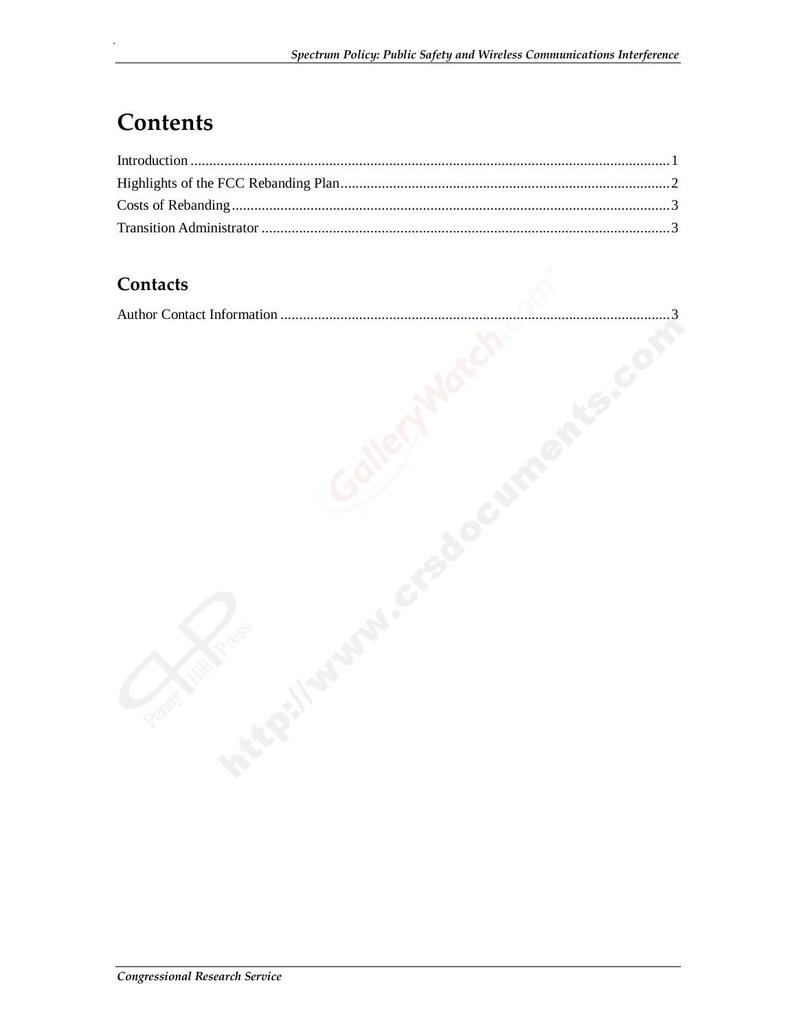# Contents

Introduction ........................................................................................................................ 1

Highlights of the FCC Rebanding Plan ........................................................................................ 2

Costs of Rebanding ........................................................................................................................ 3

Transition Administrator ................................................................................................................ 3

## Contacts

Author Contact Information ............................................................................................................ 3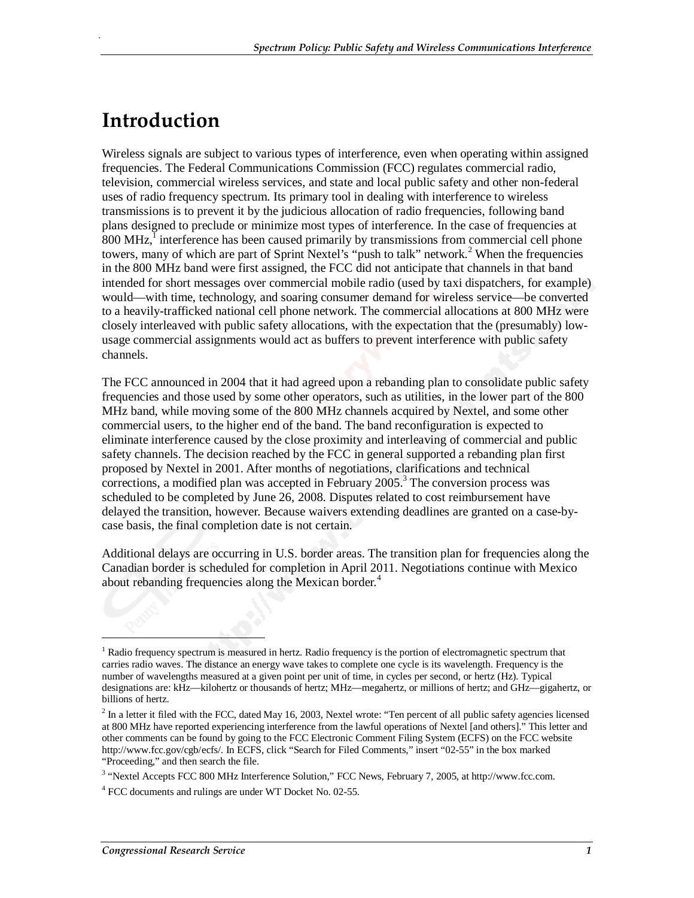# Introduction

Wireless signals are subject to various types of interference, even when operating within assigned frequencies. The Federal Communications Commission (FCC) regulates commercial radio, television, commercial wireless services, and state and local public safety and other non-federal uses of radio frequency spectrum. Its primary tool in dealing with interference to wireless transmissions is to prevent it by the judicious allocation of radio frequencies, following band plans designed to preclude or minimize most types of interference. In the case of frequencies at 800 MHz,[1] interference has been caused primarily by transmissions from commercial cell phone towers, many of which are part of Sprint Nextel's "push to talk" network.[2] When the frequencies in the 800 MHz band were first assigned, the FCC did not anticipate that channels in that band intended for short messages over commercial mobile radio (used by taxi dispatchers, for example) would—with time, technology, and soaring consumer demand for wireless service—be converted to a heavily-trafficked national cell phone network. The commercial allocations at 800 MHz were closely interleaved with public safety allocations, with the expectation that the (presumably) low-usage commercial assignments would act as buffers to prevent interference with public safety channels.

The FCC announced in 2004 that it had agreed upon a rebanding plan to consolidate public safety frequencies and those used by some other operators, such as utilities, in the lower part of the 800 MHz band, while moving some of the 800 MHz channels acquired by Nextel, and some other commercial users, to the higher end of the band. The band reconfiguration is expected to eliminate interference caused by the close proximity and interleaving of commercial and public safety channels. The decision reached by the FCC in general supported a rebanding plan first proposed by Nextel in 2001. After months of negotiations, clarifications and technical corrections, a modified plan was accepted in February 2005.[3] The conversion process was scheduled to be completed by June 26, 2008. Disputes related to cost reimbursement have delayed the transition, however. Because waivers extending deadlines are granted on a case-by-case basis, the final completion date is not certain.

Additional delays are occurring in U.S. border areas. The transition plan for frequencies along the Canadian border is scheduled for completion in April 2011. Negotiations continue with Mexico about rebanding frequencies along the Mexican border.[4]

---

[1] Radio frequency spectrum is measured in hertz. Radio frequency is the portion of electromagnetic spectrum that carries radio waves. The distance an energy wave takes to complete one cycle is its wavelength. Frequency is the number of wavelengths measured at a given point per unit of time, in cycles per second, or hertz (Hz). Typical designations are: kHz—kilohertz or thousands of hertz; MHz—megahertz, or millions of hertz; and GHz—gigahertz, or billions of hertz.

[2] In a letter it filed with the FCC, dated May 16, 2003, Nextel wrote: "Ten percent of all public safety agencies licensed at 800 MHz have reported experiencing interference from the lawful operations of Nextel [and others]." This letter and other comments can be found by going to the FCC Electronic Comment Filing System (ECFS) on the FCC website http://www.fcc.gov/cgb/ecfs/. In ECFS, click "Search for Filed Comments," insert "02-55" in the box marked "Proceeding," and then search the file.

[3] "Nextel Accepts FCC 800 MHz Interference Solution," FCC News, February 7, 2005, at http://www.fcc.com.

[4] FCC documents and rulings are under WT Docket No. 02-55.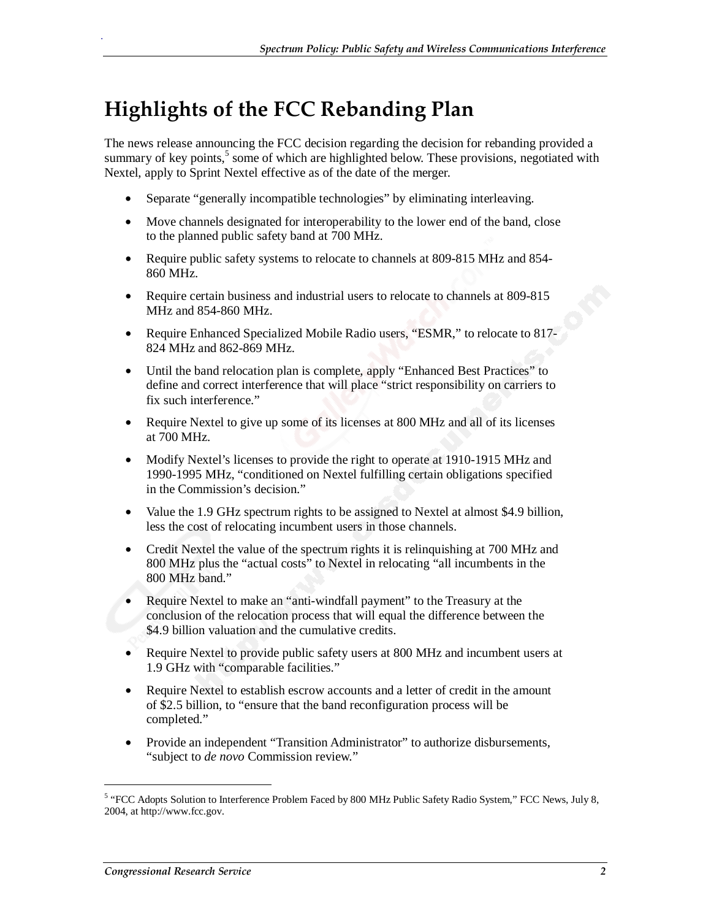# Highlights of the FCC Rebanding Plan

The news release announcing the FCC decision regarding the decision for rebanding provided a summary of key points,[5] some of which are highlighted below. These provisions, negotiated with Nextel, apply to Sprint Nextel effective as of the date of the merger.

- Separate "generally incompatible technologies" by eliminating interleaving.
- Move channels designated for interoperability to the lower end of the band, close to the planned public safety band at 700 MHz.
- Require public safety systems to relocate to channels at 809-815 MHz and 854-860 MHz.
- Require certain business and industrial users to relocate to channels at 809-815 MHz and 854-860 MHz.
- Require Enhanced Specialized Mobile Radio users, "ESMR," to relocate to 817-824 MHz and 862-869 MHz.
- Until the band relocation plan is complete, apply "Enhanced Best Practices" to define and correct interference that will place "strict responsibility on carriers to fix such interference."
- Require Nextel to give up some of its licenses at 800 MHz and all of its licenses at 700 MHz.
- Modify Nextel's licenses to provide the right to operate at 1910-1915 MHz and 1990-1995 MHz, "conditioned on Nextel fulfilling certain obligations specified in the Commission's decision."
- Value the 1.9 GHz spectrum rights to be assigned to Nextel at almost $4.9 billion, less the cost of relocating incumbent users in those channels.
- Credit Nextel the value of the spectrum rights it is relinquishing at 700 MHz and 800 MHz plus the "actual costs" to Nextel in relocating "all incumbents in the 800 MHz band."
- Require Nextel to make an "anti-windfall payment" to the Treasury at the conclusion of the relocation process that will equal the difference between the $4.9 billion valuation and the cumulative credits.
- Require Nextel to provide public safety users at 800 MHz and incumbent users at 1.9 GHz with "comparable facilities."
- Require Nextel to establish escrow accounts and a letter of credit in the amount of $2.5 billion, to "ensure that the band reconfiguration process will be completed."
- Provide an independent "Transition Administrator" to authorize disbursements, "subject to *de novo* Commission review."

---

[5] "FCC Adopts Solution to Interference Problem Faced by 800 MHz Public Safety Radio System," FCC News, July 8, 2004, at http://www.fcc.gov.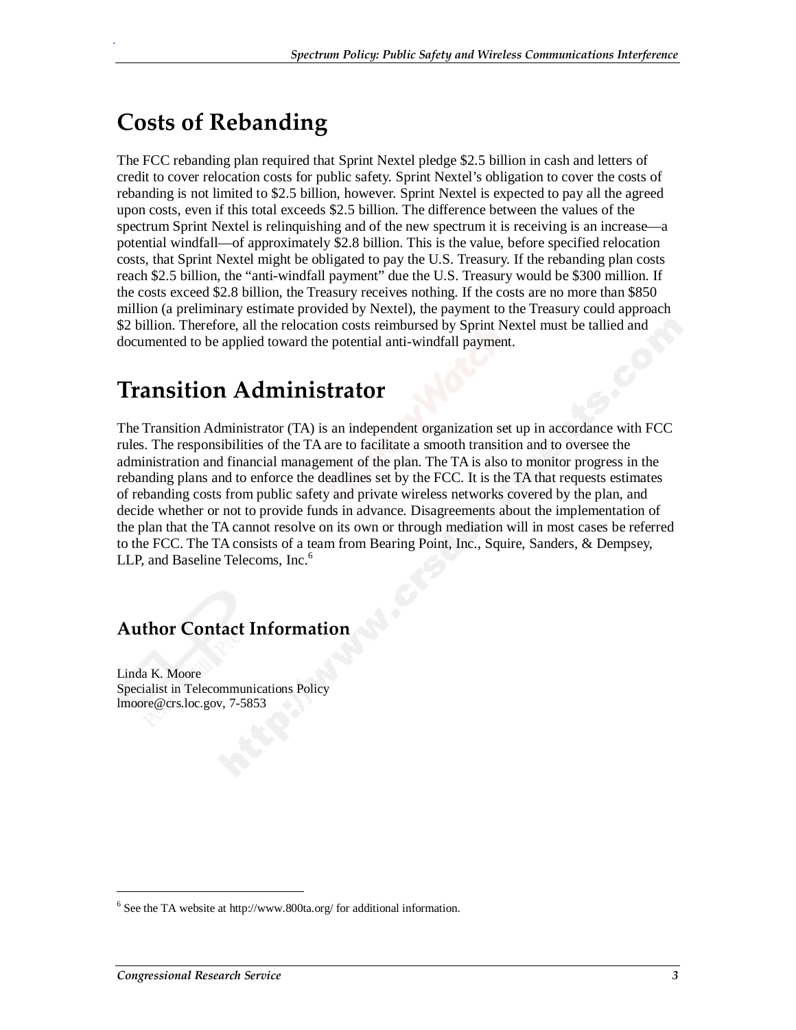# Costs of Rebanding

The FCC rebanding plan required that Sprint Nextel pledge $2.5 billion in cash and letters of credit to cover relocation costs for public safety. Sprint Nextel's obligation to cover the costs of rebanding is not limited to $2.5 billion, however. Sprint Nextel is expected to pay all the agreed upon costs, even if this total exceeds $2.5 billion. The difference between the values of the spectrum Sprint Nextel is relinquishing and of the new spectrum it is receiving is an increase—a potential windfall—of approximately $2.8 billion. This is the value, before specified relocation costs, that Sprint Nextel might be obligated to pay the U.S. Treasury. If the rebanding plan costs reach $2.5 billion, the "anti-windfall payment" due the U.S. Treasury would be $300 million. If the costs exceed $2.8 billion, the Treasury receives nothing. If the costs are no more than $850 million (a preliminary estimate provided by Nextel), the payment to the Treasury could approach $2 billion. Therefore, all the relocation costs reimbursed by Sprint Nextel must be tallied and documented to be applied toward the potential anti-windfall payment.

# Transition Administrator

The Transition Administrator (TA) is an independent organization set up in accordance with FCC rules. The responsibilities of the TA are to facilitate a smooth transition and to oversee the administration and financial management of the plan. The TA is also to monitor progress in the rebanding plans and to enforce the deadlines set by the FCC. It is the TA that requests estimates of rebanding costs from public safety and private wireless networks covered by the plan, and decide whether or not to provide funds in advance. Disagreements about the implementation of the plan that the TA cannot resolve on its own or through mediation will in most cases be referred to the FCC. The TA consists of a team from Bearing Point, Inc., Squire, Sanders, & Dempsey, LLP, and Baseline Telecoms, Inc.[6]

## Author Contact Information

Linda K. Moore
Specialist in Telecommunications Policy
lmoore@crs.loc.gov, 7-5853

---

[6] See the TA website at http://www.800ta.org/ for additional information.